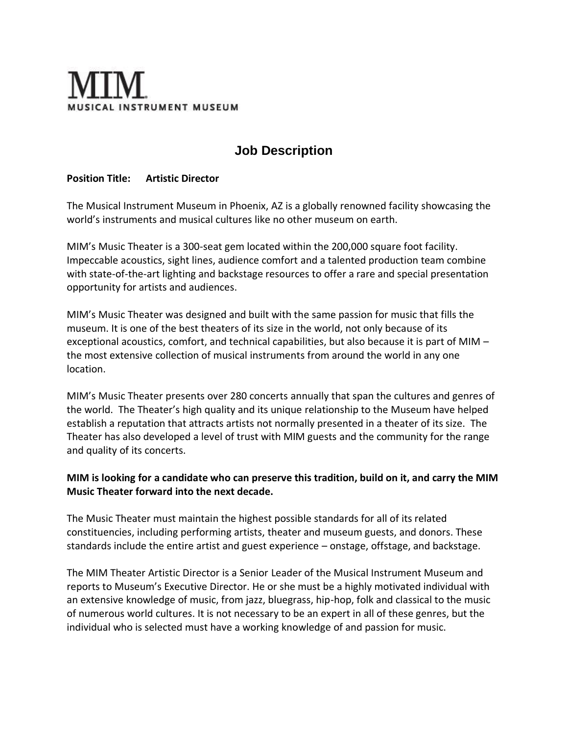# MIM
MUSICAL INSTRUMENT MUSEUM

## Job Description

**Position Title: Artistic Director**

The Musical Instrument Museum in Phoenix, AZ is a globally renowned facility showcasing the world's instruments and musical cultures like no other museum on earth.

MIM's Music Theater is a 300-seat gem located within the 200,000 square foot facility. Impeccable acoustics, sight lines, audience comfort and a talented production team combine with state-of-the-art lighting and backstage resources to offer a rare and special presentation opportunity for artists and audiences.

MIM's Music Theater was designed and built with the same passion for music that fills the museum. It is one of the best theaters of its size in the world, not only because of its exceptional acoustics, comfort, and technical capabilities, but also because it is part of MIM – the most extensive collection of musical instruments from around the world in any one location.

MIM's Music Theater presents over 280 concerts annually that span the cultures and genres of the world. The Theater's high quality and its unique relationship to the Museum have helped establish a reputation that attracts artists not normally presented in a theater of its size. The Theater has also developed a level of trust with MIM guests and the community for the range and quality of its concerts.

**MIM is looking for a candidate who can preserve this tradition, build on it, and carry the MIM Music Theater forward into the next decade.**

The Music Theater must maintain the highest possible standards for all of its related constituencies, including performing artists, theater and museum guests, and donors. These standards include the entire artist and guest experience – onstage, offstage, and backstage.

The MIM Theater Artistic Director is a Senior Leader of the Musical Instrument Museum and reports to Museum's Executive Director. He or she must be a highly motivated individual with an extensive knowledge of music, from jazz, bluegrass, hip-hop, folk and classical to the music of numerous world cultures. It is not necessary to be an expert in all of these genres, but the individual who is selected must have a working knowledge of and passion for music.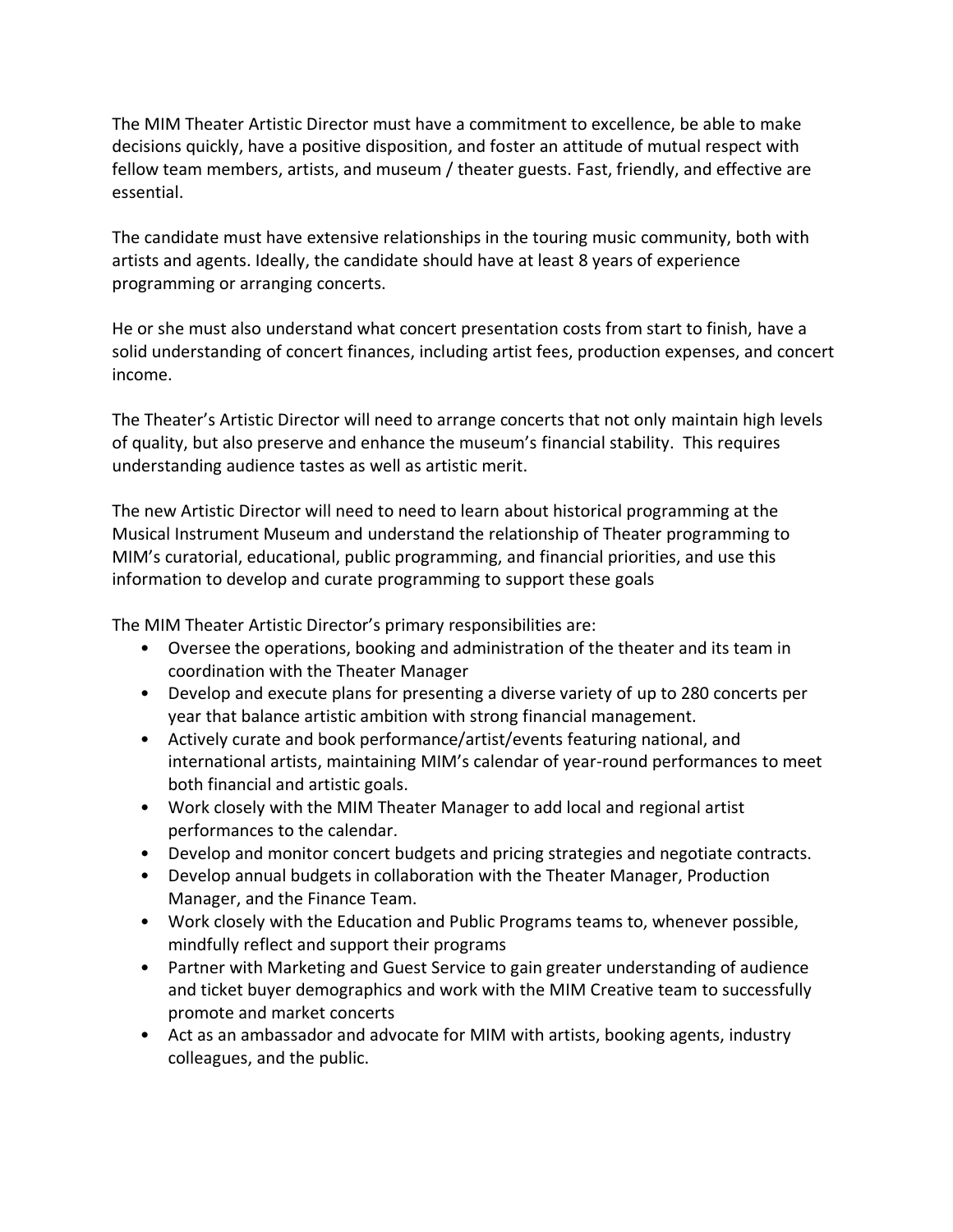The MIM Theater Artistic Director must have a commitment to excellence, be able to make decisions quickly, have a positive disposition, and foster an attitude of mutual respect with fellow team members, artists, and museum / theater guests. Fast, friendly, and effective are essential.

The candidate must have extensive relationships in the touring music community, both with artists and agents. Ideally, the candidate should have at least 8 years of experience programming or arranging concerts.

He or she must also understand what concert presentation costs from start to finish, have a solid understanding of concert finances, including artist fees, production expenses, and concert income.

The Theater's Artistic Director will need to arrange concerts that not only maintain high levels of quality, but also preserve and enhance the museum's financial stability. This requires understanding audience tastes as well as artistic merit.

The new Artistic Director will need to need to learn about historical programming at the Musical Instrument Museum and understand the relationship of Theater programming to MIM's curatorial, educational, public programming, and financial priorities, and use this information to develop and curate programming to support these goals

The MIM Theater Artistic Director's primary responsibilities are:

- Oversee the operations, booking and administration of the theater and its team in coordination with the Theater Manager
- Develop and execute plans for presenting a diverse variety of up to 280 concerts per year that balance artistic ambition with strong financial management.
- Actively curate and book performance/artist/events featuring national, and international artists, maintaining MIM's calendar of year-round performances to meet both financial and artistic goals.
- Work closely with the MIM Theater Manager to add local and regional artist performances to the calendar.
- Develop and monitor concert budgets and pricing strategies and negotiate contracts.
- Develop annual budgets in collaboration with the Theater Manager, Production Manager, and the Finance Team.
- Work closely with the Education and Public Programs teams to, whenever possible, mindfully reflect and support their programs
- Partner with Marketing and Guest Service to gain greater understanding of audience and ticket buyer demographics and work with the MIM Creative team to successfully promote and market concerts
- Act as an ambassador and advocate for MIM with artists, booking agents, industry colleagues, and the public.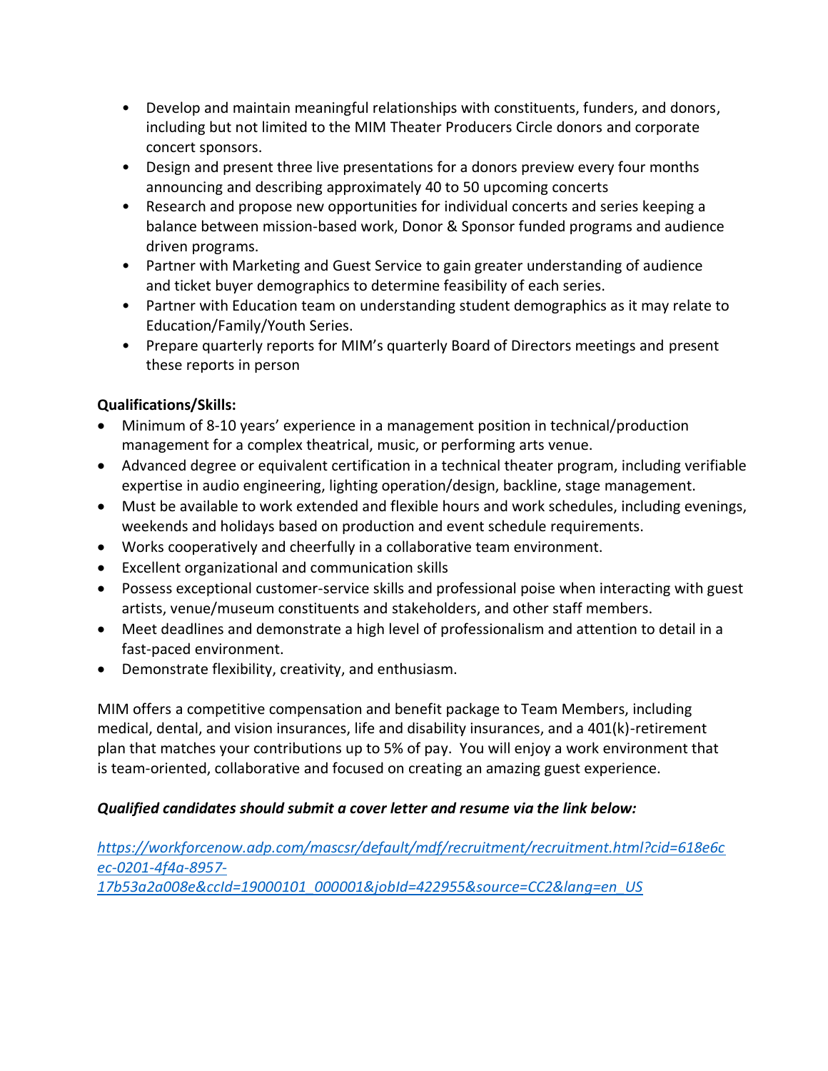- Develop and maintain meaningful relationships with constituents, funders, and donors, including but not limited to the MIM Theater Producers Circle donors and corporate concert sponsors.
- Design and present three live presentations for a donors preview every four months announcing and describing approximately 40 to 50 upcoming concerts
- Research and propose new opportunities for individual concerts and series keeping a balance between mission-based work, Donor & Sponsor funded programs and audience driven programs.
- Partner with Marketing and Guest Service to gain greater understanding of audience and ticket buyer demographics to determine feasibility of each series.
- Partner with Education team on understanding student demographics as it may relate to Education/Family/Youth Series.
- Prepare quarterly reports for MIM's quarterly Board of Directors meetings and present these reports in person

**Qualifications/Skills:**

- Minimum of 8-10 years' experience in a management position in technical/production management for a complex theatrical, music, or performing arts venue.
- Advanced degree or equivalent certification in a technical theater program, including verifiable expertise in audio engineering, lighting operation/design, backline, stage management.
- Must be available to work extended and flexible hours and work schedules, including evenings, weekends and holidays based on production and event schedule requirements.
- Works cooperatively and cheerfully in a collaborative team environment.
- Excellent organizational and communication skills
- Possess exceptional customer-service skills and professional poise when interacting with guest artists, venue/museum constituents and stakeholders, and other staff members.
- Meet deadlines and demonstrate a high level of professionalism and attention to detail in a fast-paced environment.
- Demonstrate flexibility, creativity, and enthusiasm.

MIM offers a competitive compensation and benefit package to Team Members, including medical, dental, and vision insurances, life and disability insurances, and a 401(k)-retirement plan that matches your contributions up to 5% of pay. You will enjoy a work environment that is team-oriented, collaborative and focused on creating an amazing guest experience.

***Qualified candidates should submit a cover letter and resume via the link below:***

*https://workforcenow.adp.com/mascsr/default/mdf/recruitment/recruitment.html?cid=618e6cec-0201-4f4a-8957-17b53a2a008e&ccId=19000101_000001&jobId=422955&source=CC2&lang=en_US*